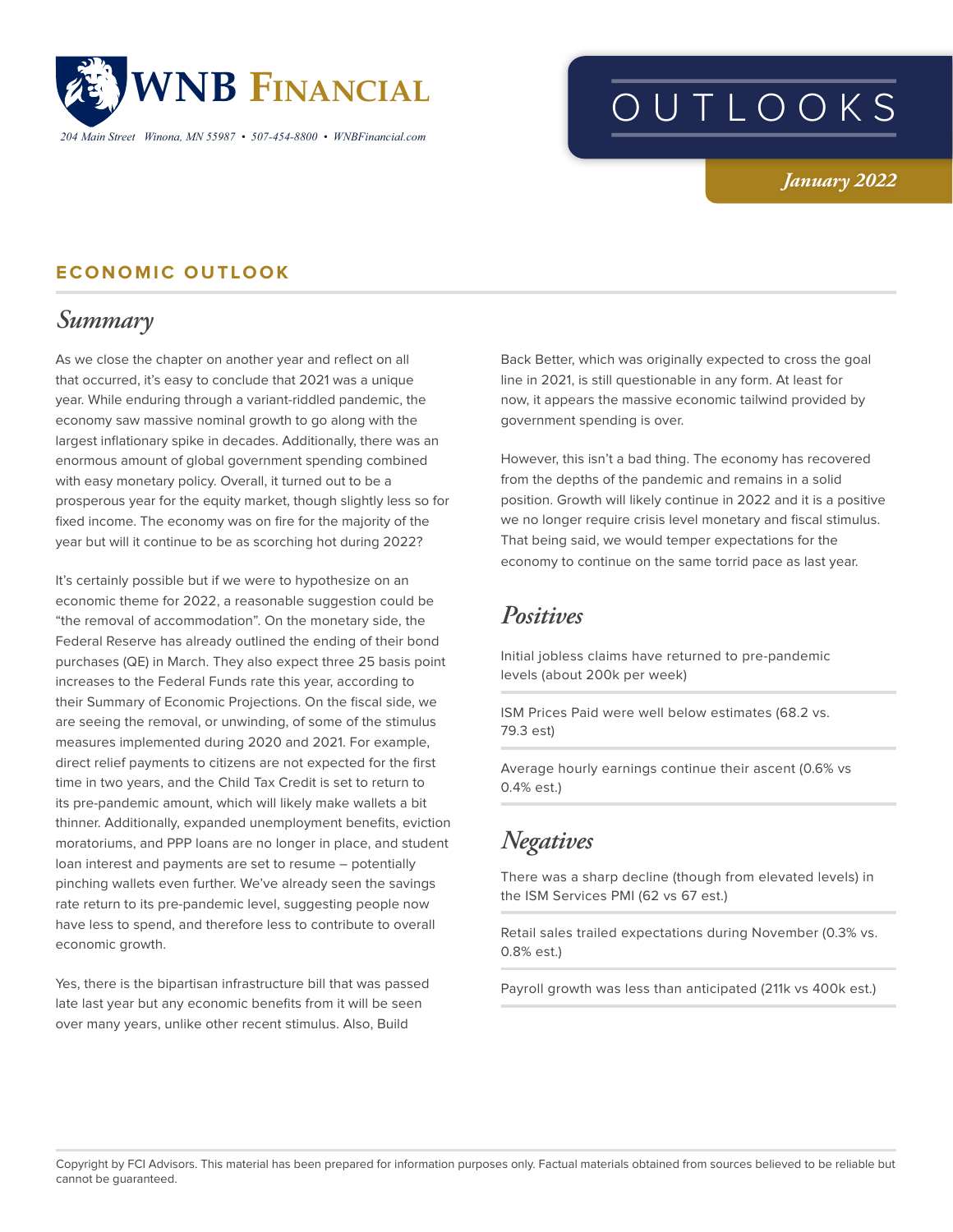# WNB Financial

204 Main Street Winona, MN 55987 • 507-454-8800 • WNBFinancial.com

# OUTLOOKS

*January 2022*

## ECONOMIC OUTLOOK

### *Summary*

As we close the chapter on another year and reflect on all that occurred, it's easy to conclude that 2021 was a unique year. While enduring through a variant-riddled pandemic, the economy saw massive nominal growth to go along with the largest inflationary spike in decades. Additionally, there was an enormous amount of global government spending combined with easy monetary policy. Overall, it turned out to be a prosperous year for the equity market, though slightly less so for fixed income. The economy was on fire for the majority of the year but will it continue to be as scorching hot during 2022?

It's certainly possible but if we were to hypothesize on an economic theme for 2022, a reasonable suggestion could be "the removal of accommodation". On the monetary side, the Federal Reserve has already outlined the ending of their bond purchases (QE) in March. They also expect three 25 basis point increases to the Federal Funds rate this year, according to their Summary of Economic Projections. On the fiscal side, we are seeing the removal, or unwinding, of some of the stimulus measures implemented during 2020 and 2021. For example, direct relief payments to citizens are not expected for the first time in two years, and the Child Tax Credit is set to return to its pre-pandemic amount, which will likely make wallets a bit thinner. Additionally, expanded unemployment benefits, eviction moratoriums, and PPP loans are no longer in place, and student loan interest and payments are set to resume – potentially pinching wallets even further. We've already seen the savings rate return to its pre-pandemic level, suggesting people now have less to spend, and therefore less to contribute to overall economic growth.

Yes, there is the bipartisan infrastructure bill that was passed late last year but any economic benefits from it will be seen over many years, unlike other recent stimulus. Also, Build Back Better, which was originally expected to cross the goal line in 2021, is still questionable in any form. At least for now, it appears the massive economic tailwind provided by government spending is over.

However, this isn't a bad thing. The economy has recovered from the depths of the pandemic and remains in a solid position. Growth will likely continue in 2022 and it is a positive we no longer require crisis level monetary and fiscal stimulus. That being said, we would temper expectations for the economy to continue on the same torrid pace as last year.

### *Positives*

Initial jobless claims have returned to pre-pandemic levels (about 200k per week)

ISM Prices Paid were well below estimates (68.2 vs. 79.3 est)

Average hourly earnings continue their ascent (0.6% vs 0.4% est.)

### *Negatives*

There was a sharp decline (though from elevated levels) in the ISM Services PMI (62 vs 67 est.)

Retail sales trailed expectations during November (0.3% vs. 0.8% est.)

Payroll growth was less than anticipated (211k vs 400k est.)

Copyright by FCI Advisors. This material has been prepared for information purposes only. Factual materials obtained from sources believed to be reliable but cannot be guaranteed.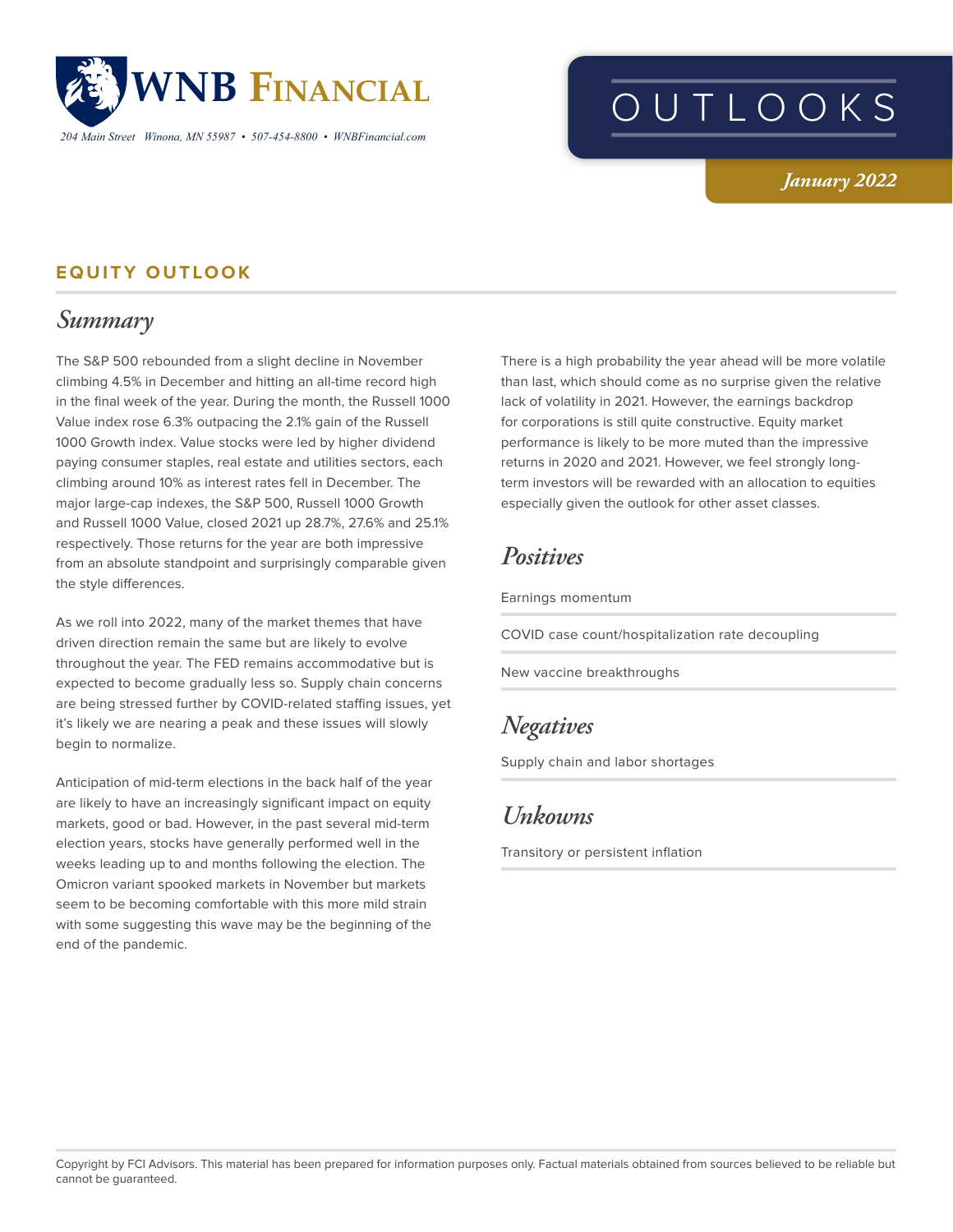# WNB Financial

204 Main Street Winona, MN 55987 • 507-454-8800 • WNBFinancial.com

# OUTLOOKS

*January 2022*

## EQUITY OUTLOOK

### Summary

The S&P 500 rebounded from a slight decline in November climbing 4.5% in December and hitting an all-time record high in the final week of the year. During the month, the Russell 1000 Value index rose 6.3% outpacing the 2.1% gain of the Russell 1000 Growth index. Value stocks were led by higher dividend paying consumer staples, real estate and utilities sectors, each climbing around 10% as interest rates fell in December. The major large-cap indexes, the S&P 500, Russell 1000 Growth and Russell 1000 Value, closed 2021 up 28.7%, 27.6% and 25.1% respectively. Those returns for the year are both impressive from an absolute standpoint and surprisingly comparable given the style differences.

As we roll into 2022, many of the market themes that have driven direction remain the same but are likely to evolve throughout the year. The FED remains accommodative but is expected to become gradually less so. Supply chain concerns are being stressed further by COVID-related staffing issues, yet it's likely we are nearing a peak and these issues will slowly begin to normalize.

Anticipation of mid-term elections in the back half of the year are likely to have an increasingly significant impact on equity markets, good or bad. However, in the past several mid-term election years, stocks have generally performed well in the weeks leading up to and months following the election. The Omicron variant spooked markets in November but markets seem to be becoming comfortable with this more mild strain with some suggesting this wave may be the beginning of the end of the pandemic.

There is a high probability the year ahead will be more volatile than last, which should come as no surprise given the relative lack of volatility in 2021. However, the earnings backdrop for corporations is still quite constructive. Equity market performance is likely to be more muted than the impressive returns in 2020 and 2021. However, we feel strongly long-term investors will be rewarded with an allocation to equities especially given the outlook for other asset classes.

### Positives

- Earnings momentum
- COVID case count/hospitalization rate decoupling
- New vaccine breakthroughs

### Negatives

- Supply chain and labor shortages

### Unkowns

- Transitory or persistent inflation

Copyright by FCI Advisors. This material has been prepared for information purposes only. Factual materials obtained from sources believed to be reliable but cannot be guaranteed.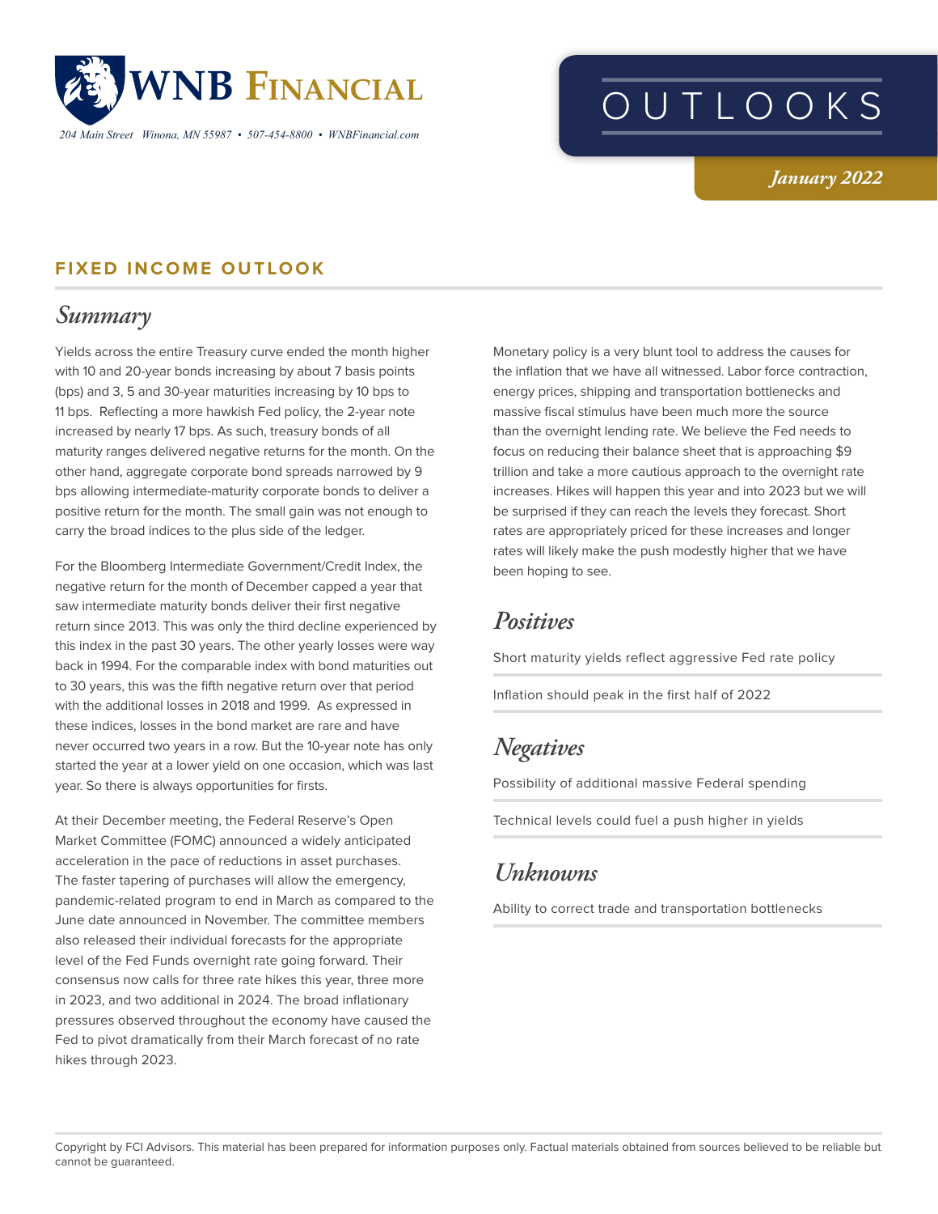# WNB Financial

*204 Main Street Winona, MN 55987 • 507-454-8800 • WNBFinancial.com*

# OUTLOOKS

*January 2022*

## FIXED INCOME OUTLOOK

### *Summary*

Yields across the entire Treasury curve ended the month higher with 10 and 20-year bonds increasing by about 7 basis points (bps) and 3, 5 and 30-year maturities increasing by 10 bps to 11 bps. Reflecting a more hawkish Fed policy, the 2-year note increased by nearly 17 bps. As such, treasury bonds of all maturity ranges delivered negative returns for the month. On the other hand, aggregate corporate bond spreads narrowed by 9 bps allowing intermediate-maturity corporate bonds to deliver a positive return for the month. The small gain was not enough to carry the broad indices to the plus side of the ledger.

For the Bloomberg Intermediate Government/Credit Index, the negative return for the month of December capped a year that saw intermediate maturity bonds deliver their first negative return since 2013. This was only the third decline experienced by this index in the past 30 years. The other yearly losses were way back in 1994. For the comparable index with bond maturities out to 30 years, this was the fifth negative return over that period with the additional losses in 2018 and 1999. As expressed in these indices, losses in the bond market are rare and have never occurred two years in a row. But the 10-year note has only started the year at a lower yield on one occasion, which was last year. So there is always opportunities for firsts.

At their December meeting, the Federal Reserve's Open Market Committee (FOMC) announced a widely anticipated acceleration in the pace of reductions in asset purchases. The faster tapering of purchases will allow the emergency, pandemic-related program to end in March as compared to the June date announced in November. The committee members also released their individual forecasts for the appropriate level of the Fed Funds overnight rate going forward. Their consensus now calls for three rate hikes this year, three more in 2023, and two additional in 2024. The broad inflationary pressures observed throughout the economy have caused the Fed to pivot dramatically from their March forecast of no rate hikes through 2023.

Monetary policy is a very blunt tool to address the causes for the inflation that we have all witnessed. Labor force contraction, energy prices, shipping and transportation bottlenecks and massive fiscal stimulus have been much more the source than the overnight lending rate. We believe the Fed needs to focus on reducing their balance sheet that is approaching $9 trillion and take a more cautious approach to the overnight rate increases. Hikes will happen this year and into 2023 but we will be surprised if they can reach the levels they forecast. Short rates are appropriately priced for these increases and longer rates will likely make the push modestly higher that we have been hoping to see.

### *Positives*

Short maturity yields reflect aggressive Fed rate policy

Inflation should peak in the first half of 2022

### *Negatives*

Possibility of additional massive Federal spending

Technical levels could fuel a push higher in yields

### *Unknowns*

Ability to correct trade and transportation bottlenecks

Copyright by FCI Advisors. This material has been prepared for information purposes only. Factual materials obtained from sources believed to be reliable but cannot be guaranteed.